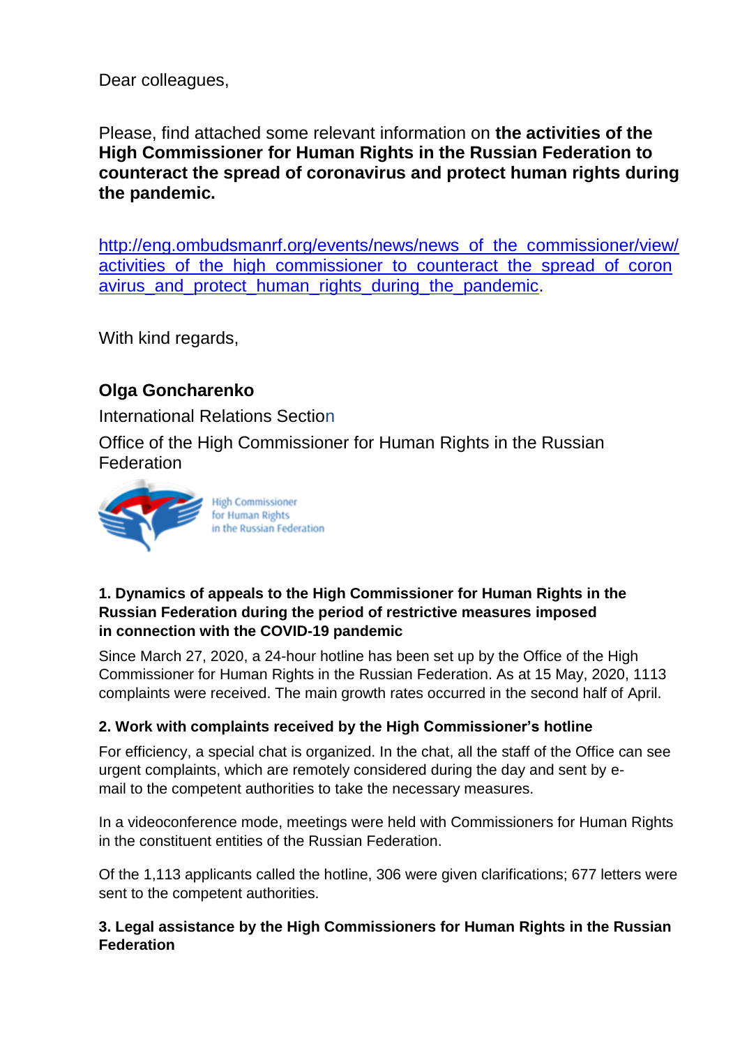Dear colleagues,

Please, find attached some relevant information on **the activities of the High Commissioner for Human Rights in the Russian Federation to counteract the spread of coronavirus and protect human rights during the pandemic.**

http://eng.ombudsmanrf.org/events/news/news_of_the_commissioner/view/activities_of_the_high_commissioner_to_counteract_the_spread_of_coronavirus_and_protect_human_rights_during_the_pandemic.

With kind regards,

**Olga Goncharenko**

International Relations Section

Office of the High Commissioner for Human Rights in the Russian Federation

High Commissioner for Human Rights in the Russian Federation

**1. Dynamics of appeals to the High Commissioner for Human Rights in the Russian Federation during the period of restrictive measures imposed in connection with the COVID-19 pandemic**

Since March 27, 2020, a 24-hour hotline has been set up by the Office of the High Commissioner for Human Rights in the Russian Federation. As at 15 May, 2020, 1113 complaints were received. The main growth rates occurred in the second half of April.

**2. Work with complaints received by the High Commissioner's hotline**

For efficiency, a special chat is organized. In the chat, all the staff of the Office can see urgent complaints, which are remotely considered during the day and sent by e-mail to the competent authorities to take the necessary measures.

In a videoconference mode, meetings were held with Commissioners for Human Rights in the constituent entities of the Russian Federation.

Of the 1,113 applicants called the hotline, 306 were given clarifications; 677 letters were sent to the competent authorities.

**3. Legal assistance by the High Commissioners for Human Rights in the Russian Federation**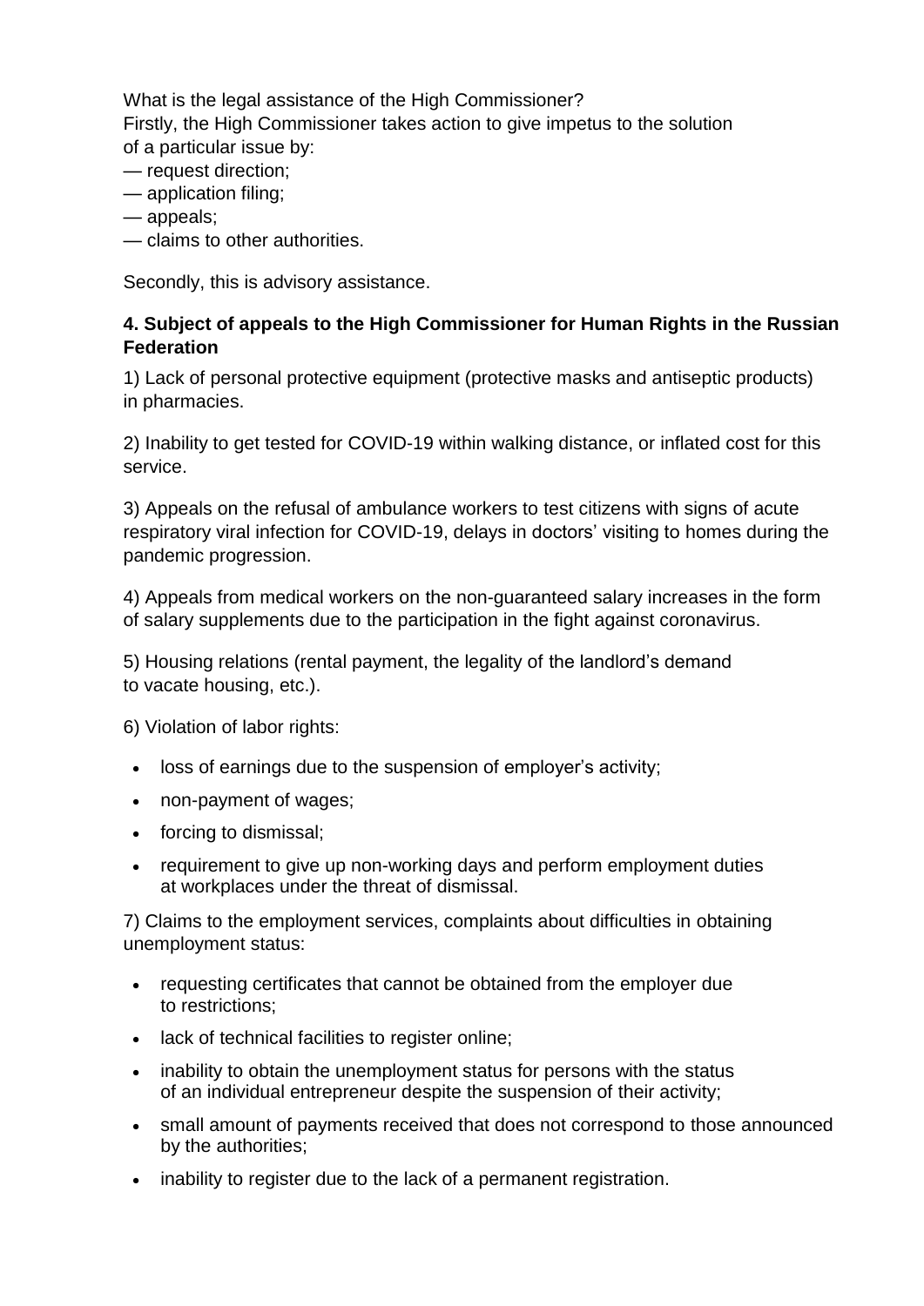What is the legal assistance of the High Commissioner?
Firstly, the High Commissioner takes action to give impetus to the solution of a particular issue by:

— request direction;
— application filing;
— appeals;
— claims to other authorities.

Secondly, this is advisory assistance.

**4. Subject of appeals to the High Commissioner for Human Rights in the Russian Federation**

1) Lack of personal protective equipment (protective masks and antiseptic products) in pharmacies.

2) Inability to get tested for COVID-19 within walking distance, or inflated cost for this service.

3) Appeals on the refusal of ambulance workers to test citizens with signs of acute respiratory viral infection for COVID-19, delays in doctors' visiting to homes during the pandemic progression.

4) Appeals from medical workers on the non-guaranteed salary increases in the form of salary supplements due to the participation in the fight against coronavirus.

5) Housing relations (rental payment, the legality of the landlord's demand to vacate housing, etc.).

6) Violation of labor rights:

- loss of earnings due to the suspension of employer's activity;
- non-payment of wages;
- forcing to dismissal;
- requirement to give up non-working days and perform employment duties at workplaces under the threat of dismissal.

7) Claims to the employment services, complaints about difficulties in obtaining unemployment status:

- requesting certificates that cannot be obtained from the employer due to restrictions;
- lack of technical facilities to register online;
- inability to obtain the unemployment status for persons with the status of an individual entrepreneur despite the suspension of their activity;
- small amount of payments received that does not correspond to those announced by the authorities;
- inability to register due to the lack of a permanent registration.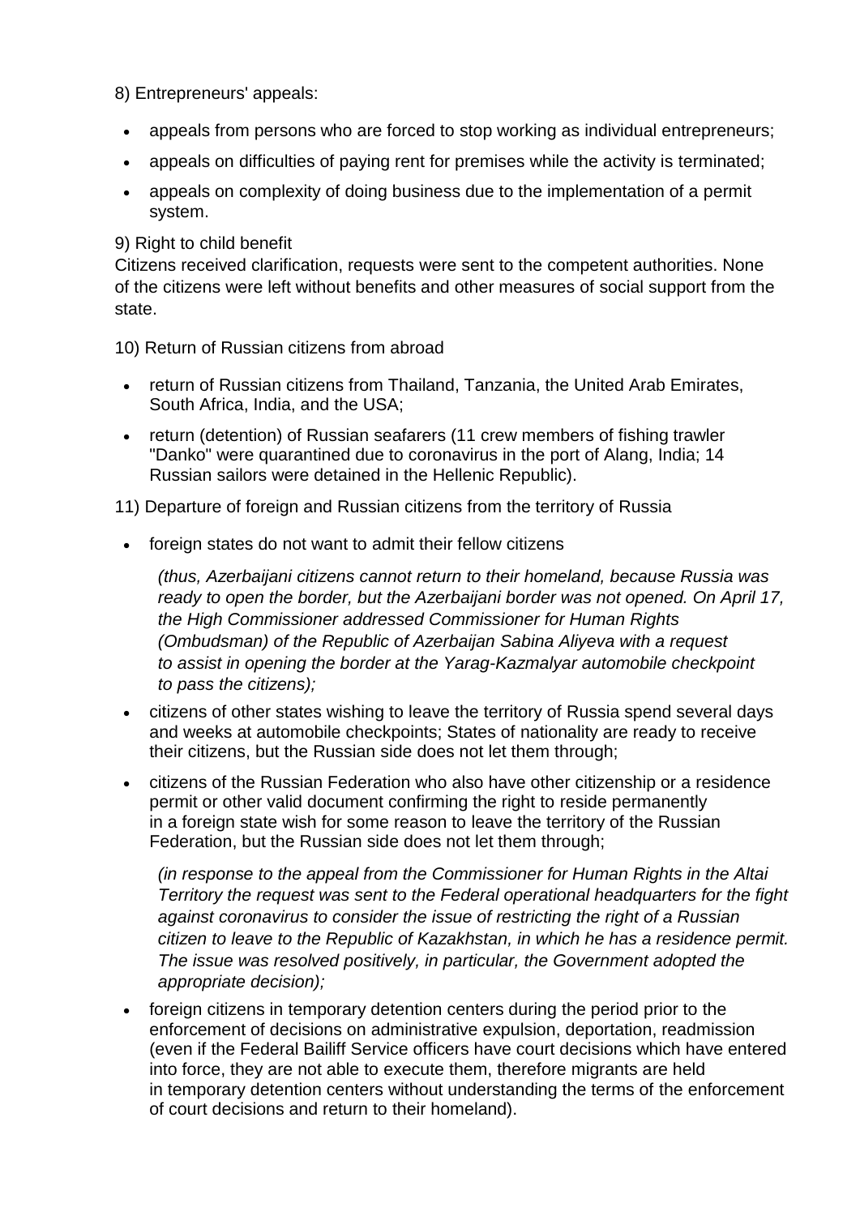8) Entrepreneurs' appeals:

- appeals from persons who are forced to stop working as individual entrepreneurs;
- appeals on difficulties of paying rent for premises while the activity is terminated;
- appeals on complexity of doing business due to the implementation of a permit system.

9) Right to child benefit
Citizens received clarification, requests were sent to the competent authorities. None of the citizens were left without benefits and other measures of social support from the state.

10) Return of Russian citizens from abroad

- return of Russian citizens from Thailand, Tanzania, the United Arab Emirates, South Africa, India, and the USA;
- return (detention) of Russian seafarers (11 crew members of fishing trawler "Danko" were quarantined due to coronavirus in the port of Alang, India; 14 Russian sailors were detained in the Hellenic Republic).

11) Departure of foreign and Russian citizens from the territory of Russia

- foreign states do not want to admit their fellow citizens

  *(thus, Azerbaijani citizens cannot return to their homeland, because Russia was ready to open the border, but the Azerbaijani border was not opened. On April 17, the High Commissioner addressed Commissioner for Human Rights (Ombudsman) of the Republic of Azerbaijan Sabina Aliyeva with a request to assist in opening the border at the Yarag-Kazmalyar automobile checkpoint to pass the citizens);*

- citizens of other states wishing to leave the territory of Russia spend several days and weeks at automobile checkpoints; States of nationality are ready to receive their citizens, but the Russian side does not let them through;
- citizens of the Russian Federation who also have other citizenship or a residence permit or other valid document confirming the right to reside permanently in a foreign state wish for some reason to leave the territory of the Russian Federation, but the Russian side does not let them through;

  *(in response to the appeal from the Commissioner for Human Rights in the Altai Territory the request was sent to the Federal operational headquarters for the fight against coronavirus to consider the issue of restricting the right of a Russian citizen to leave to the Republic of Kazakhstan, in which he has a residence permit. The issue was resolved positively, in particular, the Government adopted the appropriate decision);*

- foreign citizens in temporary detention centers during the period prior to the enforcement of decisions on administrative expulsion, deportation, readmission (even if the Federal Bailiff Service officers have court decisions which have entered into force, they are not able to execute them, therefore migrants are held in temporary detention centers without understanding the terms of the enforcement of court decisions and return to their homeland).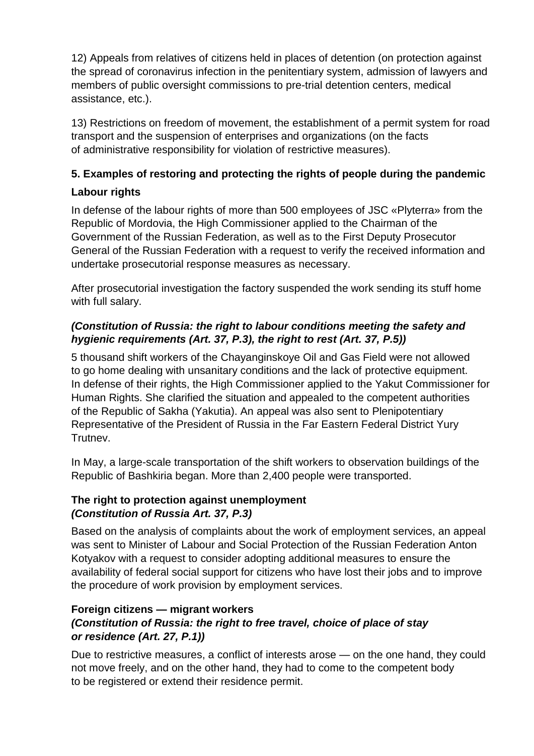12) Appeals from relatives of citizens held in places of detention (on protection against the spread of coronavirus infection in the penitentiary system, admission of lawyers and members of public oversight commissions to pre-trial detention centers, medical assistance, etc.).

13) Restrictions on freedom of movement, the establishment of a permit system for road transport and the suspension of enterprises and organizations (on the facts of administrative responsibility for violation of restrictive measures).

## 5. Examples of restoring and protecting the rights of people during the pandemic

### Labour rights

In defense of the labour rights of more than 500 employees of JSC «Plyterra» from the Republic of Mordovia, the High Commissioner applied to the Chairman of the Government of the Russian Federation, as well as to the First Deputy Prosecutor General of the Russian Federation with a request to verify the received information and undertake prosecutorial response measures as necessary.

After prosecutorial investigation the factory suspended the work sending its stuff home with full salary.

***(Constitution of Russia: the right to labour conditions meeting the safety and hygienic requirements (Art. 37, P.3), the right to rest (Art. 37, P.5))***

5 thousand shift workers of the Chayanginskoye Oil and Gas Field were not allowed to go home dealing with unsanitary conditions and the lack of protective equipment. In defense of their rights, the High Commissioner applied to the Yakut Commissioner for Human Rights. She clarified the situation and appealed to the competent authorities of the Republic of Sakha (Yakutia). An appeal was also sent to Plenipotentiary Representative of the President of Russia in the Far Eastern Federal District Yury Trutnev.

In May, a large-scale transportation of the shift workers to observation buildings of the Republic of Bashkiria began. More than 2,400 people were transported.

### The right to protection against unemployment
***(Constitution of Russia Art. 37, P.3)***

Based on the analysis of complaints about the work of employment services, an appeal was sent to Minister of Labour and Social Protection of the Russian Federation Anton Kotyakov with a request to consider adopting additional measures to ensure the availability of federal social support for citizens who have lost their jobs and to improve the procedure of work provision by employment services.

### Foreign citizens — migrant workers
***(Constitution of Russia: the right to free travel, choice of place of stay or residence (Art. 27, P.1))***

Due to restrictive measures, a conflict of interests arose — on the one hand, they could not move freely, and on the other hand, they had to come to the competent body to be registered or extend their residence permit.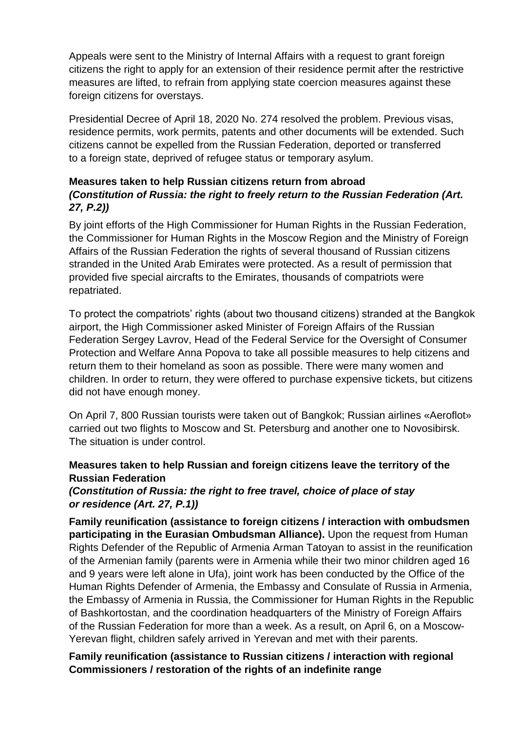Appeals were sent to the Ministry of Internal Affairs with a request to grant foreign citizens the right to apply for an extension of their residence permit after the restrictive measures are lifted, to refrain from applying state coercion measures against these foreign citizens for overstays.

Presidential Decree of April 18, 2020 No. 274 resolved the problem. Previous visas, residence permits, work permits, patents and other documents will be extended. Such citizens cannot be expelled from the Russian Federation, deported or transferred to a foreign state, deprived of refugee status or temporary asylum.

**Measures taken to help Russian citizens return from abroad**
***(Constitution of Russia: the right to freely return to the Russian Federation (Art. 27, P.2))***

By joint efforts of the High Commissioner for Human Rights in the Russian Federation, the Commissioner for Human Rights in the Moscow Region and the Ministry of Foreign Affairs of the Russian Federation the rights of several thousand of Russian citizens stranded in the United Arab Emirates were protected. As a result of permission that provided five special aircrafts to the Emirates, thousands of compatriots were repatriated.

To protect the compatriots' rights (about two thousand citizens) stranded at the Bangkok airport, the High Commissioner asked Minister of Foreign Affairs of the Russian Federation Sergey Lavrov, Head of the Federal Service for the Oversight of Consumer Protection and Welfare Anna Popova to take all possible measures to help citizens and return them to their homeland as soon as possible. There were many women and children. In order to return, they were offered to purchase expensive tickets, but citizens did not have enough money.

On April 7, 800 Russian tourists were taken out of Bangkok; Russian airlines «Aeroflot» carried out two flights to Moscow and St. Petersburg and another one to Novosibirsk. The situation is under control.

**Measures taken to help Russian and foreign citizens leave the territory of the Russian Federation**
***(Constitution of Russia: the right to free travel, choice of place of stay or residence (Art. 27, P.1))***

**Family reunification (assistance to foreign citizens / interaction with ombudsmen participating in the Eurasian Ombudsman Alliance).** Upon the request from Human Rights Defender of the Republic of Armenia Arman Tatoyan to assist in the reunification of the Armenian family (parents were in Armenia while their two minor children aged 16 and 9 years were left alone in Ufa), joint work has been conducted by the Office of the Human Rights Defender of Armenia, the Embassy and Consulate of Russia in Armenia, the Embassy of Armenia in Russia, the Commissioner for Human Rights in the Republic of Bashkortostan, and the coordination headquarters of the Ministry of Foreign Affairs of the Russian Federation for more than a week. As a result, on April 6, on a Moscow-Yerevan flight, children safely arrived in Yerevan and met with their parents.

**Family reunification (assistance to Russian citizens / interaction with regional Commissioners / restoration of the rights of an indefinite range**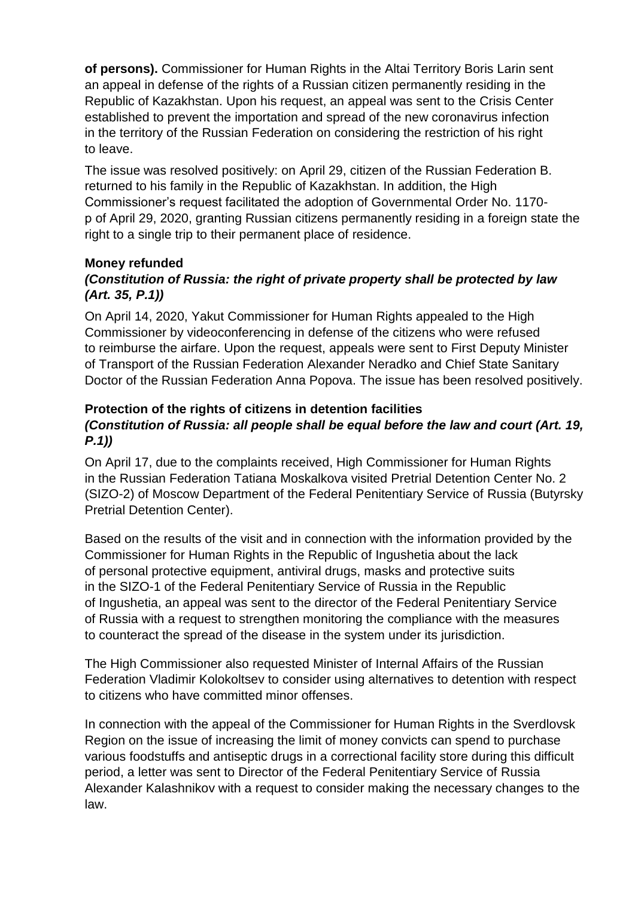**of persons).** Commissioner for Human Rights in the Altai Territory Boris Larin sent an appeal in defense of the rights of a Russian citizen permanently residing in the Republic of Kazakhstan. Upon his request, an appeal was sent to the Crisis Center established to prevent the importation and spread of the new coronavirus infection in the territory of the Russian Federation on considering the restriction of his right to leave.

The issue was resolved positively: on April 29, citizen of the Russian Federation B. returned to his family in the Republic of Kazakhstan. In addition, the High Commissioner's request facilitated the adoption of Governmental Order No. 1170-p of April 29, 2020, granting Russian citizens permanently residing in a foreign state the right to a single trip to their permanent place of residence.

**Money refunded**
***(Constitution of Russia: the right of private property shall be protected by law (Art. 35, P.1))***

On April 14, 2020, Yakut Commissioner for Human Rights appealed to the High Commissioner by videoconferencing in defense of the citizens who were refused to reimburse the airfare. Upon the request, appeals were sent to First Deputy Minister of Transport of the Russian Federation Alexander Neradko and Chief State Sanitary Doctor of the Russian Federation Anna Popova. The issue has been resolved positively.

**Protection of the rights of citizens in detention facilities**
***(Constitution of Russia: all people shall be equal before the law and court (Art. 19, P.1))***

On April 17, due to the complaints received, High Commissioner for Human Rights in the Russian Federation Tatiana Moskalkova visited Pretrial Detention Center No. 2 (SIZO-2) of Moscow Department of the Federal Penitentiary Service of Russia (Butyrsky Pretrial Detention Center).

Based on the results of the visit and in connection with the information provided by the Commissioner for Human Rights in the Republic of Ingushetia about the lack of personal protective equipment, antiviral drugs, masks and protective suits in the SIZO-1 of the Federal Penitentiary Service of Russia in the Republic of Ingushetia, an appeal was sent to the director of the Federal Penitentiary Service of Russia with a request to strengthen monitoring the compliance with the measures to counteract the spread of the disease in the system under its jurisdiction.

The High Commissioner also requested Minister of Internal Affairs of the Russian Federation Vladimir Kolokoltsev to consider using alternatives to detention with respect to citizens who have committed minor offenses.

In connection with the appeal of the Commissioner for Human Rights in the Sverdlovsk Region on the issue of increasing the limit of money convicts can spend to purchase various foodstuffs and antiseptic drugs in a correctional facility store during this difficult period, a letter was sent to Director of the Federal Penitentiary Service of Russia Alexander Kalashnikov with a request to consider making the necessary changes to the law.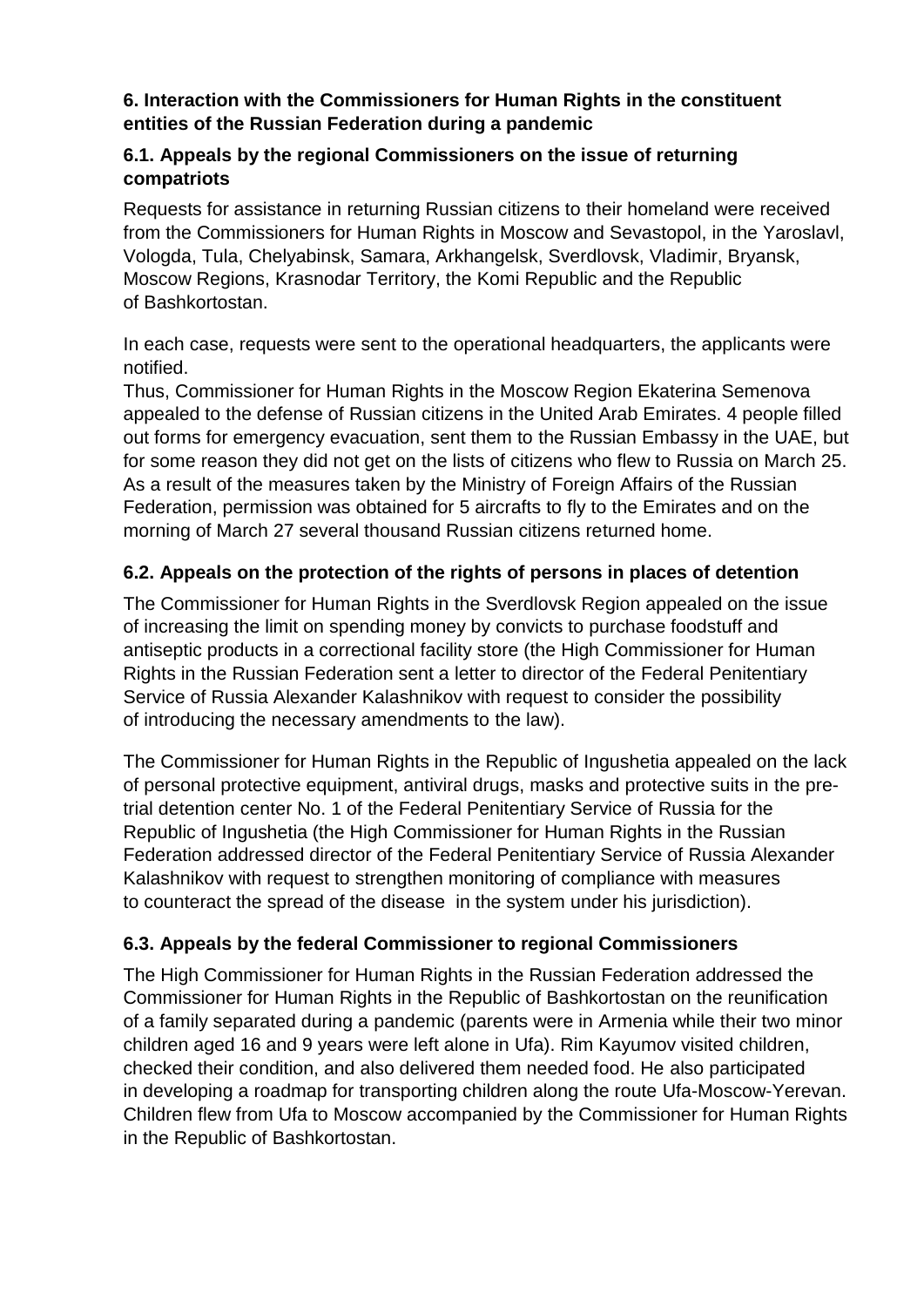## 6. Interaction with the Commissioners for Human Rights in the constituent entities of the Russian Federation during a pandemic

### 6.1. Appeals by the regional Commissioners on the issue of returning compatriots

Requests for assistance in returning Russian citizens to their homeland were received from the Commissioners for Human Rights in Moscow and Sevastopol, in the Yaroslavl, Vologda, Tula, Chelyabinsk, Samara, Arkhangelsk, Sverdlovsk, Vladimir, Bryansk, Moscow Regions, Krasnodar Territory, the Komi Republic and the Republic of Bashkortostan.

In each case, requests were sent to the operational headquarters, the applicants were notified.
Thus, Commissioner for Human Rights in the Moscow Region Ekaterina Semenova appealed to the defense of Russian citizens in the United Arab Emirates. 4 people filled out forms for emergency evacuation, sent them to the Russian Embassy in the UAE, but for some reason they did not get on the lists of citizens who flew to Russia on March 25. As a result of the measures taken by the Ministry of Foreign Affairs of the Russian Federation, permission was obtained for 5 aircrafts to fly to the Emirates and on the morning of March 27 several thousand Russian citizens returned home.

### 6.2. Appeals on the protection of the rights of persons in places of detention

The Commissioner for Human Rights in the Sverdlovsk Region appealed on the issue of increasing the limit on spending money by convicts to purchase foodstuff and antiseptic products in a correctional facility store (the High Commissioner for Human Rights in the Russian Federation sent a letter to director of the Federal Penitentiary Service of Russia Alexander Kalashnikov with request to consider the possibility of introducing the necessary amendments to the law).

The Commissioner for Human Rights in the Republic of Ingushetia appealed on the lack of personal protective equipment, antiviral drugs, masks and protective suits in the pre-trial detention center No. 1 of the Federal Penitentiary Service of Russia for the Republic of Ingushetia (the High Commissioner for Human Rights in the Russian Federation addressed director of the Federal Penitentiary Service of Russia Alexander Kalashnikov with request to strengthen monitoring of compliance with measures to counteract the spread of the disease in the system under his jurisdiction).

### 6.3. Appeals by the federal Commissioner to regional Commissioners

The High Commissioner for Human Rights in the Russian Federation addressed the Commissioner for Human Rights in the Republic of Bashkortostan on the reunification of a family separated during a pandemic (parents were in Armenia while their two minor children aged 16 and 9 years were left alone in Ufa). Rim Kayumov visited children, checked their condition, and also delivered them needed food. He also participated in developing a roadmap for transporting children along the route Ufa-Moscow-Yerevan. Children flew from Ufa to Moscow accompanied by the Commissioner for Human Rights in the Republic of Bashkortostan.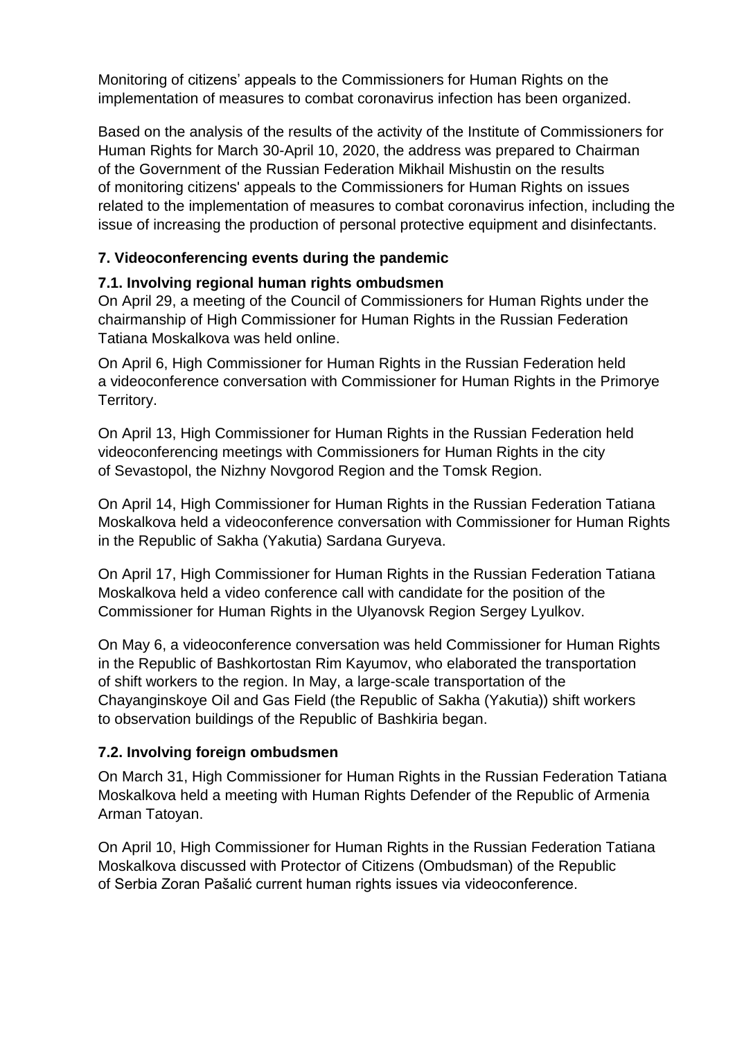Monitoring of citizens' appeals to the Commissioners for Human Rights on the implementation of measures to combat coronavirus infection has been organized.

Based on the analysis of the results of the activity of the Institute of Commissioners for Human Rights for March 30-April 10, 2020, the address was prepared to Chairman of the Government of the Russian Federation Mikhail Mishustin on the results of monitoring citizens' appeals to the Commissioners for Human Rights on issues related to the implementation of measures to combat coronavirus infection, including the issue of increasing the production of personal protective equipment and disinfectants.

### 7. Videoconferencing events during the pandemic

#### 7.1. Involving regional human rights ombudsmen

On April 29, a meeting of the Council of Commissioners for Human Rights under the chairmanship of High Commissioner for Human Rights in the Russian Federation Tatiana Moskalkova was held online.

On April 6, High Commissioner for Human Rights in the Russian Federation held a videoconference conversation with Commissioner for Human Rights in the Primorye Territory.

On April 13, High Commissioner for Human Rights in the Russian Federation held videoconferencing meetings with Commissioners for Human Rights in the city of Sevastopol, the Nizhny Novgorod Region and the Tomsk Region.

On April 14, High Commissioner for Human Rights in the Russian Federation Tatiana Moskalkova held a videoconference conversation with Commissioner for Human Rights in the Republic of Sakha (Yakutia) Sardana Guryeva.

On April 17, High Commissioner for Human Rights in the Russian Federation Tatiana Moskalkova held a video conference call with candidate for the position of the Commissioner for Human Rights in the Ulyanovsk Region Sergey Lyulkov.

On May 6, a videoconference conversation was held Commissioner for Human Rights in the Republic of Bashkortostan Rim Kayumov, who elaborated the transportation of shift workers to the region. In May, a large-scale transportation of the Chayanginskoye Oil and Gas Field (the Republic of Sakha (Yakutia)) shift workers to observation buildings of the Republic of Bashkiria began.

#### 7.2. Involving foreign ombudsmen

On March 31, High Commissioner for Human Rights in the Russian Federation Tatiana Moskalkova held a meeting with Human Rights Defender of the Republic of Armenia Arman Tatoyan.

On April 10, High Commissioner for Human Rights in the Russian Federation Tatiana Moskalkova discussed with Protector of Citizens (Ombudsman) of the Republic of Serbia Zoran Pašalić current human rights issues via videoconference.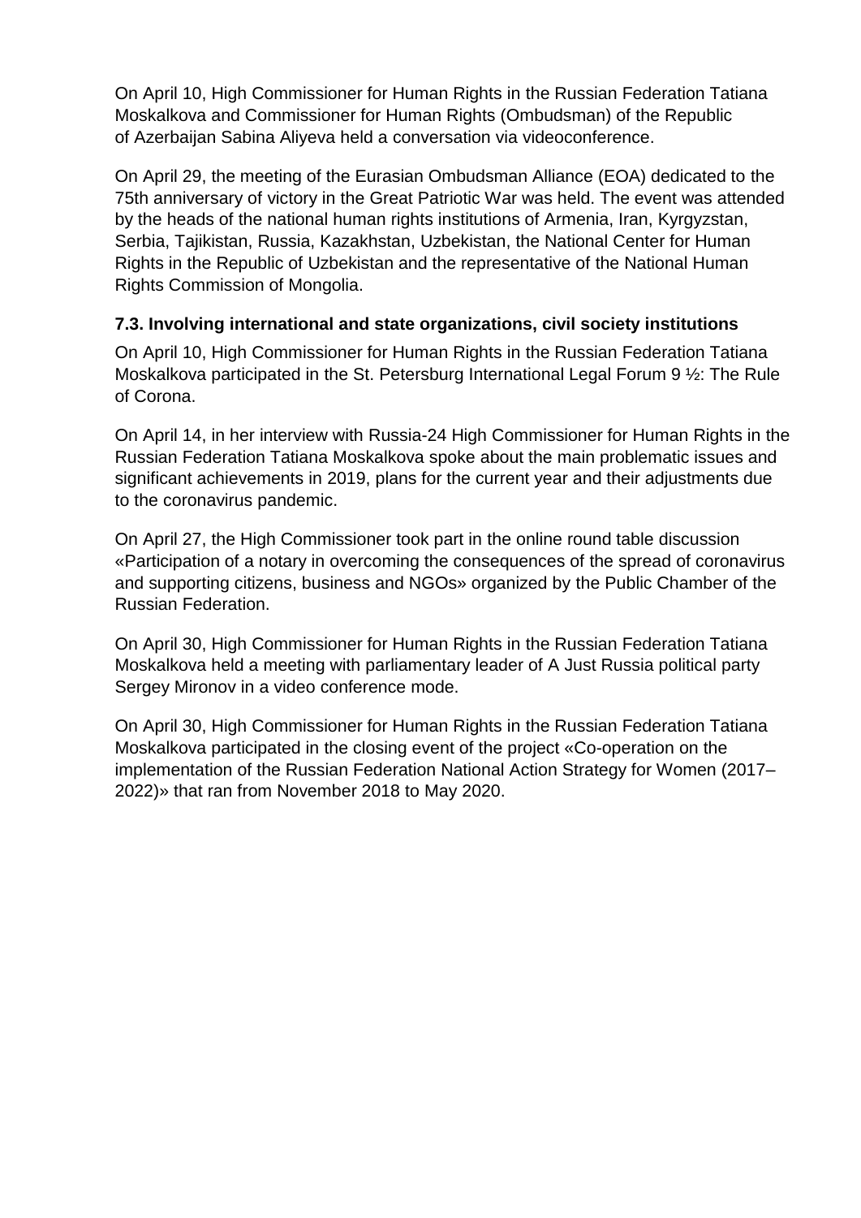On April 10, High Commissioner for Human Rights in the Russian Federation Tatiana Moskalkova and Commissioner for Human Rights (Ombudsman) of the Republic of Azerbaijan Sabina Aliyeva held a conversation via videoconference.

On April 29, the meeting of the Eurasian Ombudsman Alliance (EOA) dedicated to the 75th anniversary of victory in the Great Patriotic War was held. The event was attended by the heads of the national human rights institutions of Armenia, Iran, Kyrgyzstan, Serbia, Tajikistan, Russia, Kazakhstan, Uzbekistan, the National Center for Human Rights in the Republic of Uzbekistan and the representative of the National Human Rights Commission of Mongolia.

### 7.3. Involving international and state organizations, civil society institutions

On April 10, High Commissioner for Human Rights in the Russian Federation Tatiana Moskalkova participated in the St. Petersburg International Legal Forum 9 ½: The Rule of Corona.

On April 14, in her interview with Russia-24 High Commissioner for Human Rights in the Russian Federation Tatiana Moskalkova spoke about the main problematic issues and significant achievements in 2019, plans for the current year and their adjustments due to the coronavirus pandemic.

On April 27, the High Commissioner took part in the online round table discussion «Participation of a notary in overcoming the consequences of the spread of coronavirus and supporting citizens, business and NGOs» organized by the Public Chamber of the Russian Federation.

On April 30, High Commissioner for Human Rights in the Russian Federation Tatiana Moskalkova held a meeting with parliamentary leader of A Just Russia political party Sergey Mironov in a video conference mode.

On April 30, High Commissioner for Human Rights in the Russian Federation Tatiana Moskalkova participated in the closing event of the project «Co-operation on the implementation of the Russian Federation National Action Strategy for Women (2017–2022)» that ran from November 2018 to May 2020.